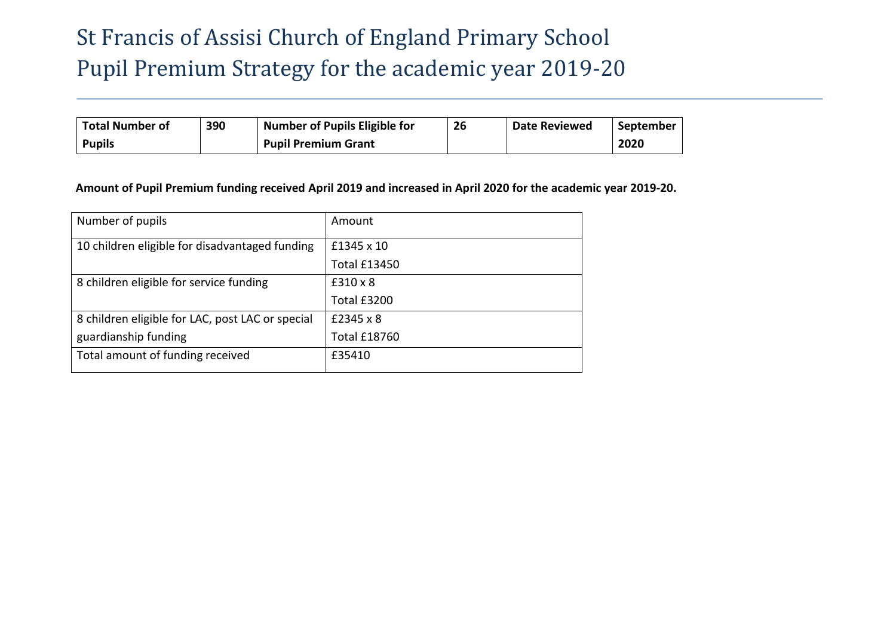# St Francis of Assisi Church of England Primary School
# Pupil Premium Strategy for the academic year 2019-20

| Total Number of Pupils | 390 | Number of Pupils Eligible for Pupil Premium Grant | 26 | Date Reviewed | September 2020 |
|---|---|---|---|---|---|

**Amount of Pupil Premium funding received April 2019 and increased in April 2020 for the academic year 2019-20.**

| Number of pupils | Amount |
|---|---|
| 10 children eligible for disadvantaged funding | £1345 x 10<br>Total £13450 |
| 8 children eligible for service funding | £310 x 8<br>Total £3200 |
| 8 children eligible for LAC, post LAC or special guardianship funding | £2345 x 8<br>Total £18760 |
| Total amount of funding received | £35410 |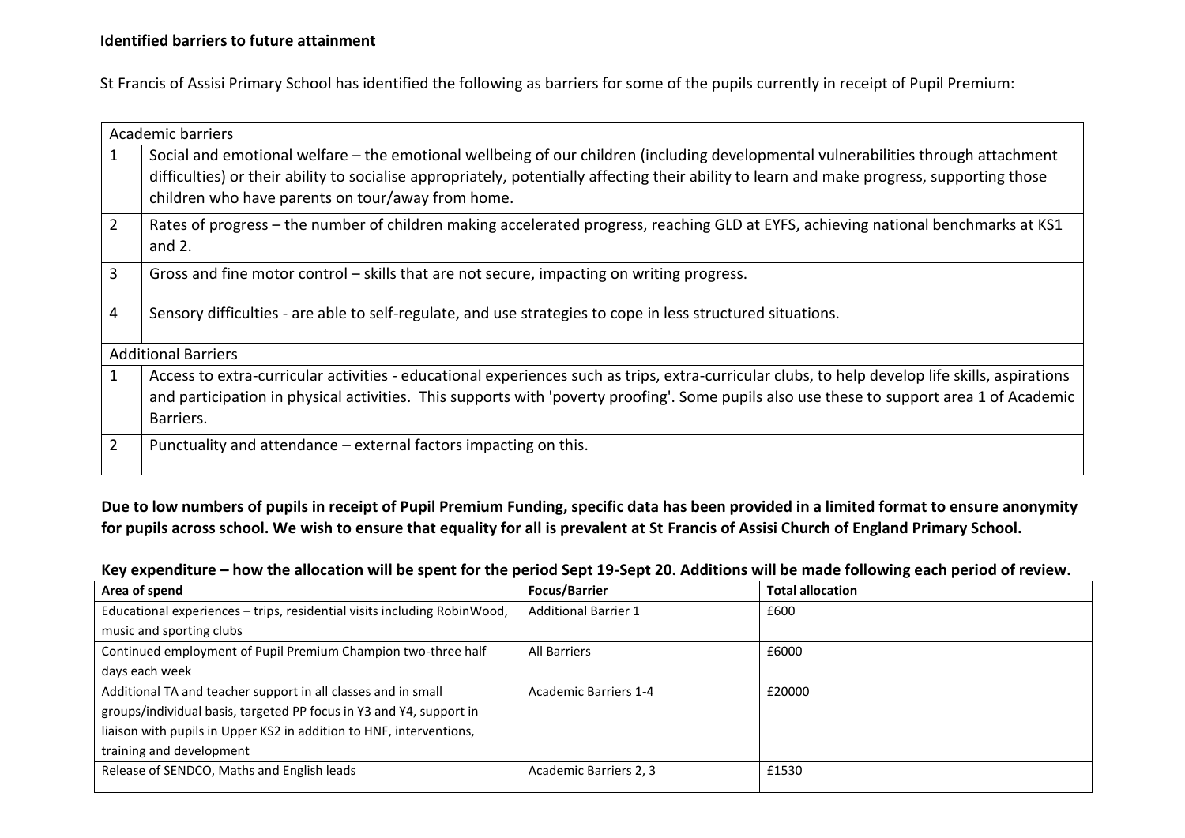**Identified barriers to future attainment**

St Francis of Assisi Primary School has identified the following as barriers for some of the pupils currently in receipt of Pupil Premium:

| Academic barriers | |
|---|---|
| 1 | Social and emotional welfare – the emotional wellbeing of our children (including developmental vulnerabilities through attachment difficulties) or their ability to socialise appropriately, potentially affecting their ability to learn and make progress, supporting those children who have parents on tour/away from home. |
| 2 | Rates of progress – the number of children making accelerated progress, reaching GLD at EYFS, achieving national benchmarks at KS1 and 2. |
| 3 | Gross and fine motor control – skills that are not secure, impacting on writing progress. |
| 4 | Sensory difficulties - are able to self-regulate, and use strategies to cope in less structured situations. |
| **Additional Barriers** | |
| 1 | Access to extra-curricular activities - educational experiences such as trips, extra-curricular clubs, to help develop life skills, aspirations and participation in physical activities. This supports with 'poverty proofing'. Some pupils also use these to support area 1 of Academic Barriers. |
| 2 | Punctuality and attendance – external factors impacting on this. |

**Due to low numbers of pupils in receipt of Pupil Premium Funding, specific data has been provided in a limited format to ensure anonymity for pupils across school. We wish to ensure that equality for all is prevalent at St Francis of Assisi Church of England Primary School.**

**Key expenditure – how the allocation will be spent for the period Sept 19-Sept 20. Additions will be made following each period of review.**

| Area of spend | Focus/Barrier | Total allocation |
|---|---|---|
| Educational experiences – trips, residential visits including RobinWood, music and sporting clubs | Additional Barrier 1 | £600 |
| Continued employment of Pupil Premium Champion two-three half days each week | All Barriers | £6000 |
| Additional TA and teacher support in all classes and in small groups/individual basis, targeted PP focus in Y3 and Y4, support in liaison with pupils in Upper KS2 in addition to HNF, interventions, training and development | Academic Barriers 1-4 | £20000 |
| Release of SENDCO, Maths and English leads | Academic Barriers 2, 3 | £1530 |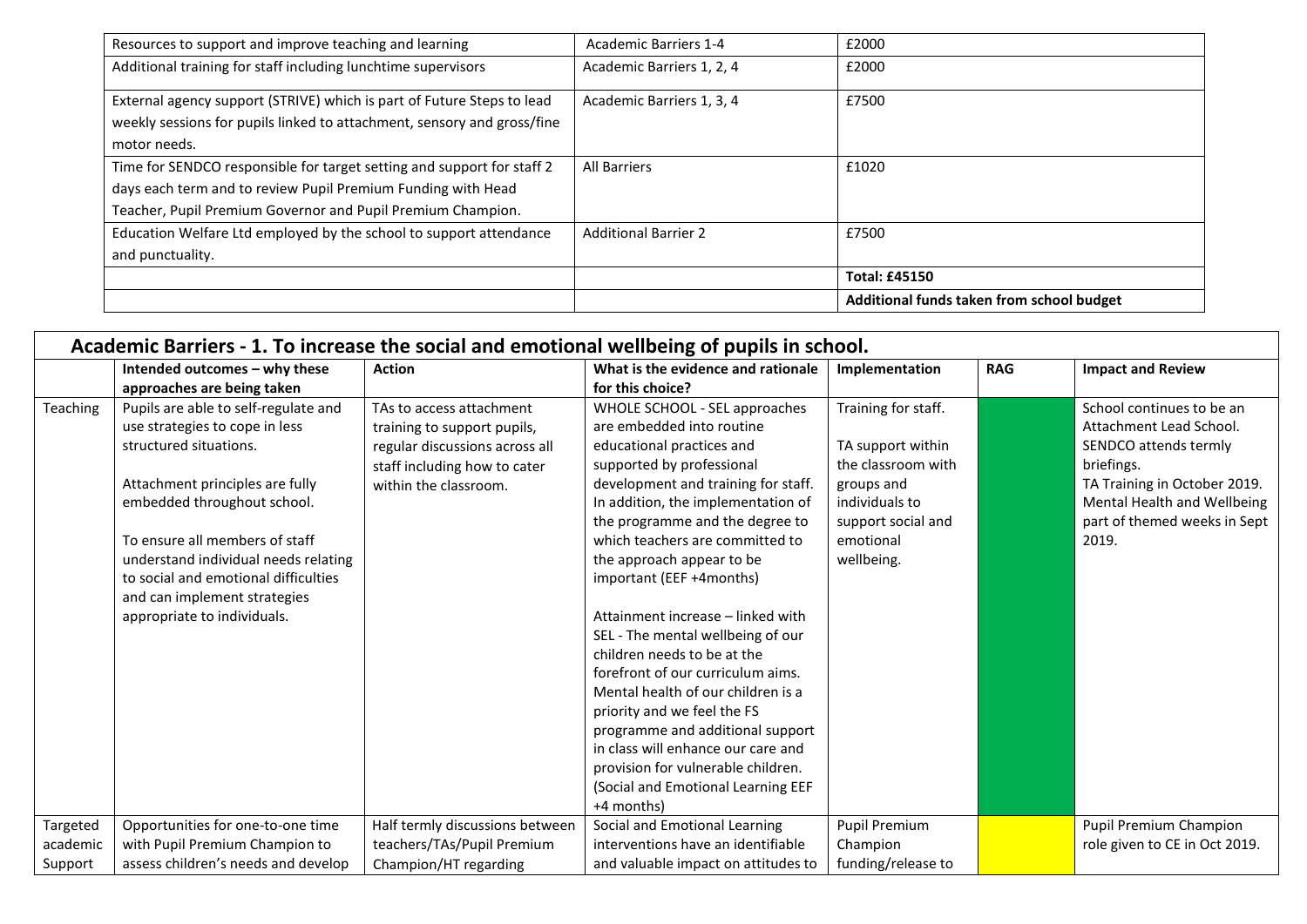| | | |
|---|---|---|
| Resources to support and improve teaching and learning | Academic Barriers 1-4 | £2000 |
| Additional training for staff including lunchtime supervisors | Academic Barriers 1, 2, 4 | £2000 |
| External agency support (STRIVE) which is part of Future Steps to lead weekly sessions for pupils linked to attachment, sensory and gross/fine motor needs. | Academic Barriers 1, 3, 4 | £7500 |
| Time for SENDCO responsible for target setting and support for staff 2 days each term and to review Pupil Premium Funding with Head Teacher, Pupil Premium Governor and Pupil Premium Champion. | All Barriers | £1020 |
| Education Welfare Ltd employed by the school to support attendance and punctuality. | Additional Barrier 2 | £7500 |
| | | **Total: £45150** |
| | | **Additional funds taken from school budget** |

## Academic Barriers - 1. To increase the social and emotional wellbeing of pupils in school.

| | Intended outcomes – why these approaches are being taken | Action | What is the evidence and rationale for this choice? | Implementation | RAG | Impact and Review |
|---|---|---|---|---|---|---|
| Teaching | Pupils are able to self-regulate and use strategies to cope in less structured situations.<br><br>Attachment principles are fully embedded throughout school.<br><br>To ensure all members of staff understand individual needs relating to social and emotional difficulties and can implement strategies appropriate to individuals. | TAs to access attachment training to support pupils, regular discussions across all staff including how to cater within the classroom. | WHOLE SCHOOL - SEL approaches are embedded into routine educational practices and supported by professional development and training for staff. In addition, the implementation of the programme and the degree to which teachers are committed to the approach appear to be important (EEF +4months)<br><br>Attainment increase – linked with SEL - The mental wellbeing of our children needs to be at the forefront of our curriculum aims. Mental health of our children is a priority and we feel the FS programme and additional support in class will enhance our care and provision for vulnerable children. (Social and Emotional Learning EEF +4 months) | Training for staff.<br><br>TA support within the classroom with groups and individuals to support social and emotional wellbeing. | | School continues to be an Attachment Lead School. SENDCO attends termly briefings.<br>TA Training in October 2019.<br>Mental Health and Wellbeing part of themed weeks in Sept 2019. |
| Targeted academic Support | Opportunities for one-to-one time with Pupil Premium Champion to assess children's needs and develop | Half termly discussions between teachers/TAs/Pupil Premium Champion/HT regarding | Social and Emotional Learning interventions have an identifiable and valuable impact on attitudes to | Pupil Premium Champion funding/release to | | Pupil Premium Champion role given to CE in Oct 2019. |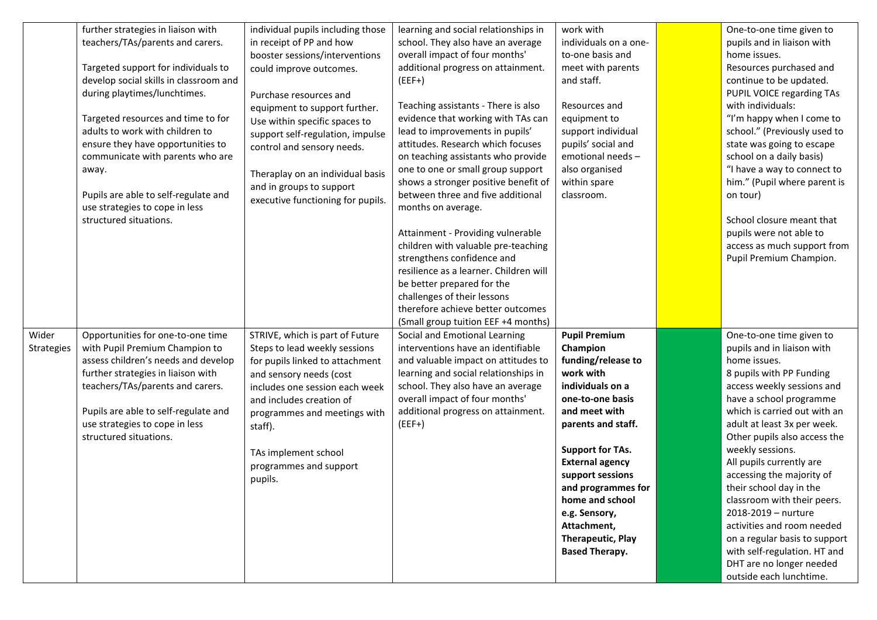| | | | | | | |
|---|---|---|---|---|---|---|
| | further strategies in liaison with teachers/TAs/parents and carers.<br><br>Targeted support for individuals to develop social skills in classroom and during playtimes/lunchtimes.<br><br>Targeted resources and time to for adults to work with children to ensure they have opportunities to communicate with parents who are away.<br><br>Pupils are able to self-regulate and use strategies to cope in less structured situations. | individual pupils including those in receipt of PP and how booster sessions/interventions could improve outcomes.<br><br>Purchase resources and equipment to support further. Use within specific spaces to support self-regulation, impulse control and sensory needs.<br><br>Theraplay on an individual basis and in groups to support executive functioning for pupils. | learning and social relationships in school. They also have an average overall impact of four months' additional progress on attainment. (EEF+)<br><br>Teaching assistants - There is also evidence that working with TAs can lead to improvements in pupils' attitudes. Research which focuses on teaching assistants who provide one to one or small group support shows a stronger positive benefit of between three and five additional months on average.<br><br>Attainment - Providing vulnerable children with valuable pre-teaching strengthens confidence and resilience as a learner. Children will be better prepared for the challenges of their lessons therefore achieve better outcomes (Small group tuition EEF +4 months) | work with individuals on a one-to-one basis and meet with parents and staff.<br><br>Resources and equipment to support individual pupils' social and emotional needs – also organised within spare classroom. | | One-to-one time given to pupils and in liaison with home issues.<br>Resources purchased and continue to be updated.<br>PUPIL VOICE regarding TAs with individuals:<br>"I'm happy when I come to school." (Previously used to state was going to escape school on a daily basis)<br>"I have a way to connect to him." (Pupil where parent is on tour)<br><br>School closure meant that pupils were not able to access as much support from Pupil Premium Champion. |
| Wider Strategies | Opportunities for one-to-one time with Pupil Premium Champion to assess children's needs and develop further strategies in liaison with teachers/TAs/parents and carers.<br><br>Pupils are able to self-regulate and use strategies to cope in less structured situations. | STRIVE, which is part of Future Steps to lead weekly sessions for pupils linked to attachment and sensory needs (cost includes one session each week and includes creation of programmes and meetings with staff).<br><br>TAs implement school programmes and support pupils. | Social and Emotional Learning interventions have an identifiable and valuable impact on attitudes to learning and social relationships in school. They also have an average overall impact of four months' additional progress on attainment. (EEF+) | **Pupil Premium Champion funding/release to work with individuals on a one-to-one basis and meet with parents and staff.**<br><br>**Support for TAs. External agency support sessions and programmes for home and school e.g. Sensory, Attachment, Therapeutic, Play Based Therapy.** | | One-to-one time given to pupils and in liaison with home issues.<br>8 pupils with PP Funding access weekly sessions and have a school programme which is carried out with an adult at least 3x per week. Other pupils also access the weekly sessions.<br>All pupils currently are accessing the majority of their school day in the classroom with their peers.<br>2018-2019 – nurture activities and room needed on a regular basis to support with self-regulation. HT and DHT are no longer needed outside each lunchtime. |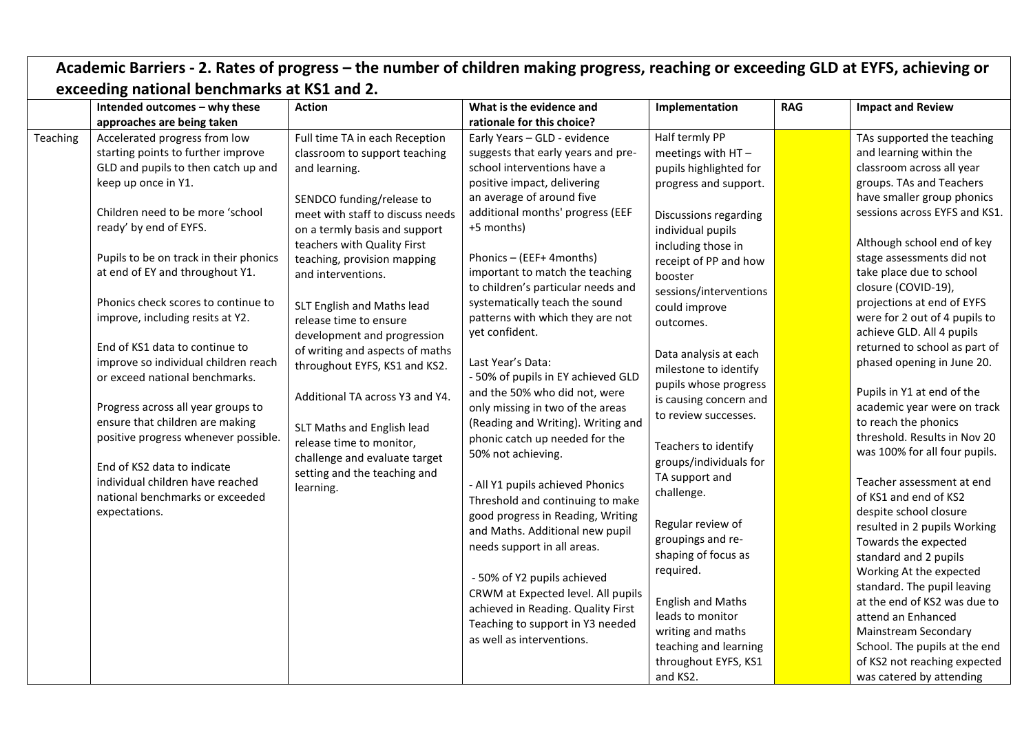## Academic Barriers - 2. Rates of progress – the number of children making progress, reaching or exceeding GLD at EYFS, achieving or exceeding national benchmarks at KS1 and 2.

| | Intended outcomes – why these approaches are being taken | Action | What is the evidence and rationale for this choice? | Implementation | RAG | Impact and Review |
|---|---|---|---|---|---|---|
| Teaching | Accelerated progress from low starting points to further improve GLD and pupils to then catch up and keep up once in Y1.<br><br>Children need to be more 'school ready' by end of EYFS.<br><br>Pupils to be on track in their phonics at end of EY and throughout Y1.<br><br>Phonics check scores to continue to improve, including resits at Y2.<br><br>End of KS1 data to continue to improve so individual children reach or exceed national benchmarks.<br><br>Progress across all year groups to ensure that children are making positive progress whenever possible.<br><br>End of KS2 data to indicate individual children have reached national benchmarks or exceeded expectations. | Full time TA in each Reception classroom to support teaching and learning.<br><br>SENDCO funding/release to meet with staff to discuss needs on a termly basis and support teachers with Quality First teaching, provision mapping and interventions.<br><br>SLT English and Maths lead release time to ensure development and progression of writing and aspects of maths throughout EYFS, KS1 and KS2.<br><br>Additional TA across Y3 and Y4.<br><br>SLT Maths and English lead release time to monitor, challenge and evaluate target setting and the teaching and learning. | Early Years – GLD - evidence suggests that early years and pre-school interventions have a positive impact, delivering an average of around five additional months' progress (EEF +5 months)<br><br>Phonics – (EEF+ 4months) important to match the teaching to children's particular needs and systematically teach the sound patterns with which they are not yet confident.<br><br>Last Year's Data:<br>- 50% of pupils in EY achieved GLD and the 50% who did not, were only missing in two of the areas (Reading and Writing). Writing and phonic catch up needed for the 50% not achieving.<br><br>- All Y1 pupils achieved Phonics Threshold and continuing to make good progress in Reading, Writing and Maths. Additional new pupil needs support in all areas.<br><br>- 50% of Y2 pupils achieved CRWM at Expected level. All pupils achieved in Reading. Quality First Teaching to support in Y3 needed as well as interventions. | Half termly PP meetings with HT – pupils highlighted for progress and support.<br><br>Discussions regarding individual pupils including those in receipt of PP and how booster sessions/interventions could improve outcomes.<br><br>Data analysis at each milestone to identify pupils whose progress is causing concern and to review successes.<br><br>Teachers to identify groups/individuals for TA support and challenge.<br><br>Regular review of groupings and re-shaping of focus as required.<br><br>English and Maths leads to monitor writing and maths teaching and learning throughout EYFS, KS1 and KS2. | | TAs supported the teaching and learning within the classroom across all year groups. TAs and Teachers have smaller group phonics sessions across EYFS and KS1.<br><br>Although school end of key stage assessments did not take place due to school closure (COVID-19), projections at end of EYFS were for 2 out of 4 pupils to achieve GLD. All 4 pupils returned to school as part of phased opening in June 20.<br><br>Pupils in Y1 at end of the academic year were on track to reach the phonics threshold. Results in Nov 20 was 100% for all four pupils.<br><br>Teacher assessment at end of KS1 and end of KS2 despite school closure resulted in 2 pupils Working Towards the expected standard and 2 pupils Working At the expected standard. The pupil leaving at the end of KS2 was due to attend an Enhanced Mainstream Secondary School. The pupils at the end of KS2 not reaching expected was catered by attending |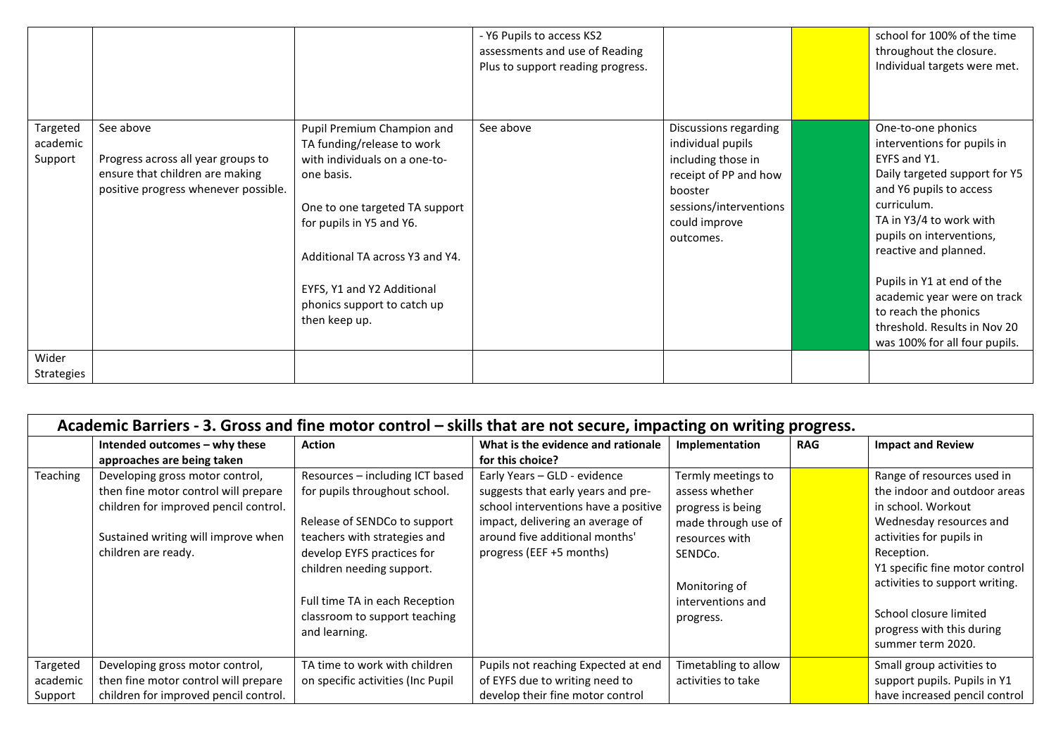| | | | - Y6 Pupils to access KS2 assessments and use of Reading Plus to support reading progress. | | | school for 100% of the time throughout the closure. Individual targets were met. |
|---|---|---|---|---|---|---|
| Targeted academic Support | See above<br><br>Progress across all year groups to ensure that children are making positive progress whenever possible. | Pupil Premium Champion and TA funding/release to work with individuals on a one-to-one basis.<br><br>One to one targeted TA support for pupils in Y5 and Y6.<br><br>Additional TA across Y3 and Y4.<br><br>EYFS, Y1 and Y2 Additional phonics support to catch up then keep up. | See above | Discussions regarding individual pupils including those in receipt of PP and how booster sessions/interventions could improve outcomes. | | One-to-one phonics interventions for pupils in EYFS and Y1.<br>Daily targeted support for Y5 and Y6 pupils to access curriculum.<br>TA in Y3/4 to work with pupils on interventions, reactive and planned.<br><br>Pupils in Y1 at end of the academic year were on track to reach the phonics threshold. Results in Nov 20 was 100% for all four pupils. |
| Wider Strategies | | | | | | |

| Academic Barriers - 3. Gross and fine motor control – skills that are not secure, impacting on writing progress. | | | | | | |
|---|---|---|---|---|---|---|
| | **Intended outcomes – why these approaches are being taken** | **Action** | **What is the evidence and rationale for this choice?** | **Implementation** | **RAG** | **Impact and Review** |
| Teaching | Developing gross motor control, then fine motor control will prepare children for improved pencil control.<br><br>Sustained writing will improve when children are ready. | Resources – including ICT based for pupils throughout school.<br><br>Release of SENDCo to support teachers with strategies and develop EYFS practices for children needing support.<br><br>Full time TA in each Reception classroom to support teaching and learning. | Early Years – GLD - evidence suggests that early years and pre-school interventions have a positive impact, delivering an average of around five additional months' progress (EEF +5 months) | Termly meetings to assess whether progress is being made through use of resources with SENDCo.<br><br>Monitoring of interventions and progress. | | Range of resources used in the indoor and outdoor areas in school. Workout Wednesday resources and activities for pupils in Reception.<br>Y1 specific fine motor control activities to support writing.<br><br>School closure limited progress with this during summer term 2020. |
| Targeted academic Support | Developing gross motor control, then fine motor control will prepare children for improved pencil control. | TA time to work with children on specific activities (Inc Pupil | Pupils not reaching Expected at end of EYFS due to writing need to develop their fine motor control | Timetabling to allow activities to take | | Small group activities to support pupils. Pupils in Y1 have increased pencil control |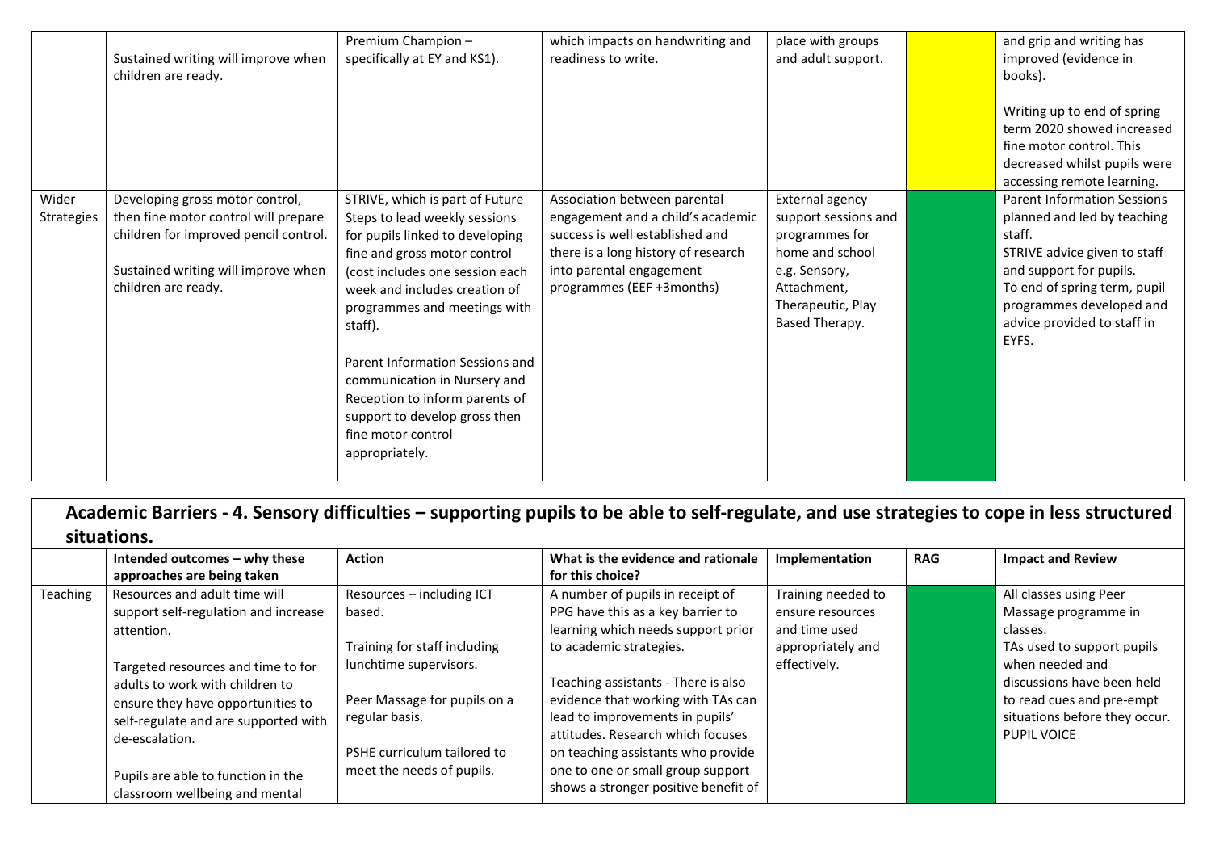| | | | | | | |
|---|---|---|---|---|---|---|
| | Sustained writing will improve when children are ready. | Premium Champion – specifically at EY and KS1). | which impacts on handwriting and readiness to write. | place with groups and adult support. | | and grip and writing has improved (evidence in books).<br><br>Writing up to end of spring term 2020 showed increased fine motor control. This decreased whilst pupils were accessing remote learning. |
| Wider Strategies | Developing gross motor control, then fine motor control will prepare children for improved pencil control.<br><br>Sustained writing will improve when children are ready. | STRIVE, which is part of Future Steps to lead weekly sessions for pupils linked to developing fine and gross motor control (cost includes one session each week and includes creation of programmes and meetings with staff).<br><br>Parent Information Sessions and communication in Nursery and Reception to inform parents of support to develop gross then fine motor control appropriately. | Association between parental engagement and a child's academic success is well established and there is a long history of research into parental engagement programmes (EEF +3months) | External agency support sessions and programmes for home and school e.g. Sensory, Attachment, Therapeutic, Play Based Therapy. | | Parent Information Sessions planned and led by teaching staff.<br>STRIVE advice given to staff and support for pupils.<br>To end of spring term, pupil programmes developed and advice provided to staff in EYFS. |

## Academic Barriers - 4. Sensory difficulties – supporting pupils to be able to self-regulate, and use strategies to cope in less structured situations.

| | Intended outcomes – why these approaches are being taken | Action | What is the evidence and rationale for this choice? | Implementation | RAG | Impact and Review |
|---|---|---|---|---|---|---|
| Teaching | Resources and adult time will support self-regulation and increase attention.<br><br>Targeted resources and time to for adults to work with children to ensure they have opportunities to self-regulate and are supported with de-escalation.<br><br>Pupils are able to function in the classroom wellbeing and mental | Resources – including ICT based.<br><br>Training for staff including lunchtime supervisors.<br><br>Peer Massage for pupils on a regular basis.<br><br>PSHE curriculum tailored to meet the needs of pupils. | A number of pupils in receipt of PPG have this as a key barrier to learning which needs support prior to academic strategies.<br><br>Teaching assistants - There is also evidence that working with TAs can lead to improvements in pupils' attitudes. Research which focuses on teaching assistants who provide one to one or small group support shows a stronger positive benefit of | Training needed to ensure resources and time used appropriately and effectively. | | All classes using Peer Massage programme in classes.<br>TAs used to support pupils when needed and discussions have been held to read cues and pre-empt situations before they occur.<br>PUPIL VOICE |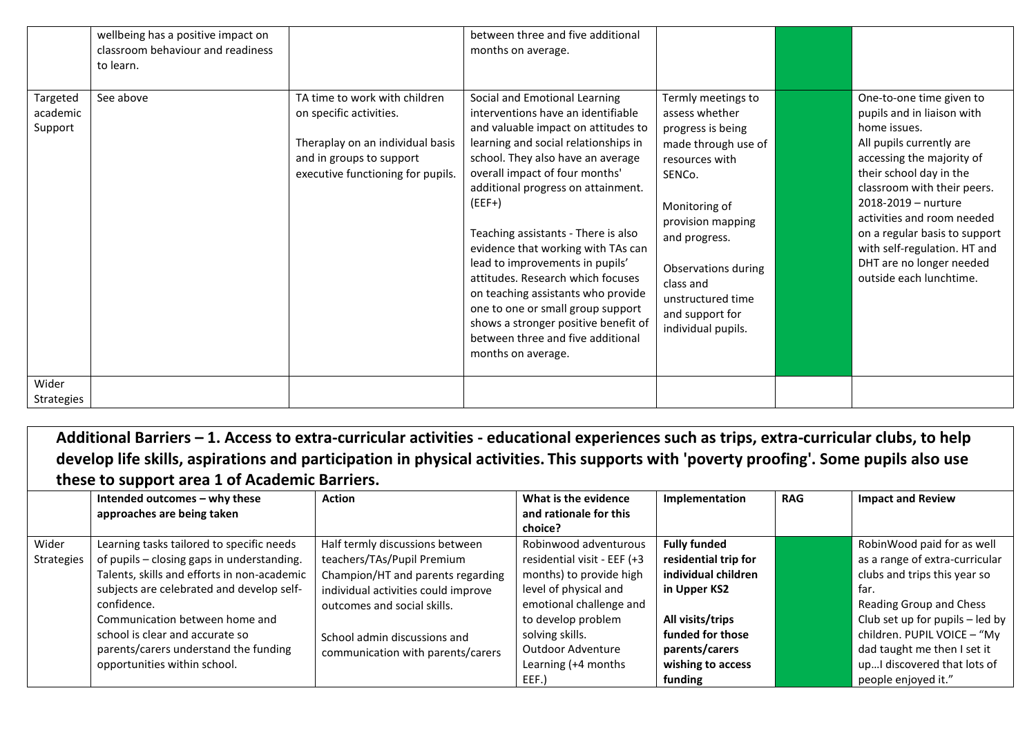| | | | | | | |
|---|---|---|---|---|---|---|
| | wellbeing has a positive impact on classroom behaviour and readiness to learn. | | between three and five additional months on average. | | | |
| Targeted academic Support | See above | TA time to work with children on specific activities.<br><br>Theraplay on an individual basis and in groups to support executive functioning for pupils. | Social and Emotional Learning interventions have an identifiable and valuable impact on attitudes to learning and social relationships in school. They also have an average overall impact of four months' additional progress on attainment. (EEF+)<br><br>Teaching assistants - There is also evidence that working with TAs can lead to improvements in pupils' attitudes. Research which focuses on teaching assistants who provide one to one or small group support shows a stronger positive benefit of between three and five additional months on average. | Termly meetings to assess whether progress is being made through use of resources with SENCo.<br><br>Monitoring of provision mapping and progress.<br><br>Observations during class and unstructured time and support for individual pupils. | | One-to-one time given to pupils and in liaison with home issues.<br>All pupils currently are accessing the majority of their school day in the classroom with their peers.<br>2018-2019 – nurture activities and room needed on a regular basis to support with self-regulation. HT and DHT are no longer needed outside each lunchtime. |
| Wider Strategies | | | | | | |

## Additional Barriers – 1. Access to extra-curricular activities - educational experiences such as trips, extra-curricular clubs, to help develop life skills, aspirations and participation in physical activities. This supports with 'poverty proofing'. Some pupils also use these to support area 1 of Academic Barriers.

| | Intended outcomes – why these approaches are being taken | Action | What is the evidence and rationale for this choice? | Implementation | RAG | Impact and Review |
|---|---|---|---|---|---|---|
| Wider Strategies | Learning tasks tailored to specific needs of pupils – closing gaps in understanding.<br>Talents, skills and efforts in non-academic subjects are celebrated and develop self-confidence.<br>Communication between home and school is clear and accurate so parents/carers understand the funding opportunities within school. | Half termly discussions between teachers/TAs/Pupil Premium Champion/HT and parents regarding individual activities could improve outcomes and social skills.<br><br>School admin discussions and communication with parents/carers | Robinwood adventurous residential visit - EEF (+3 months) to provide high level of physical and emotional challenge and to develop problem solving skills.<br>Outdoor Adventure Learning (+4 months EEF.) | **Fully funded residential trip for individual children in Upper KS2**<br><br>**All visits/trips funded for those parents/carers wishing to access funding** | | RobinWood paid for as well as a range of extra-curricular clubs and trips this year so far.<br>Reading Group and Chess Club set up for pupils – led by children. PUPIL VOICE – "My dad taught me then I set it up…I discovered that lots of people enjoyed it." |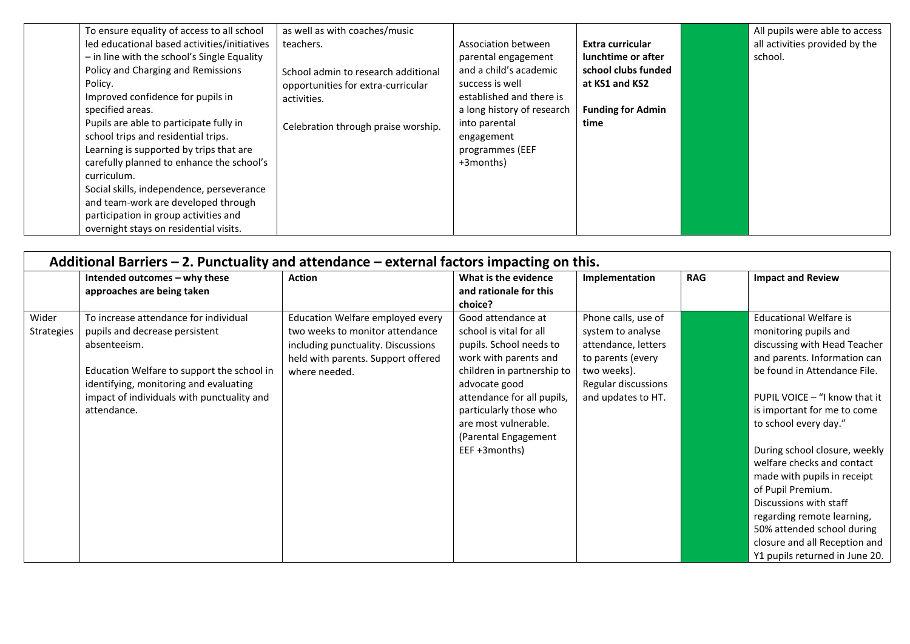| | To ensure equality of access to all school led educational based activities/initiatives – in line with the school's Single Equality Policy and Charging and Remissions Policy.<br>Improved confidence for pupils in specified areas.<br>Pupils are able to participate fully in school trips and residential trips.<br>Learning is supported by trips that are carefully planned to enhance the school's curriculum.<br>Social skills, independence, perseverance and team-work are developed through participation in group activities and overnight stays on residential visits. | as well as with coaches/music teachers.<br><br>School admin to research additional opportunities for extra-curricular activities.<br><br>Celebration through praise worship. | Association between parental engagement and a child's academic success is well established and there is a long history of research into parental engagement programmes (EEF +3months) | **Extra curricular lunchtime or after school clubs funded at KS1 and KS2**<br><br>**Funding for Admin time** | | All pupils were able to access all activities provided by the school. |
|---|---|---|---|---|---|---|

| **Additional Barriers – 2. Punctuality and attendance – external factors impacting on this.** | | | | | | |
|---|---|---|---|---|---|---|
| | **Intended outcomes – why these approaches are being taken** | **Action** | **What is the evidence and rationale for this choice?** | **Implementation** | **RAG** | **Impact and Review** |
| Wider Strategies | To increase attendance for individual pupils and decrease persistent absenteeism.<br><br>Education Welfare to support the school in identifying, monitoring and evaluating impact of individuals with punctuality and attendance. | Education Welfare employed every two weeks to monitor attendance including punctuality. Discussions held with parents. Support offered where needed. | Good attendance at school is vital for all pupils. School needs to work with parents and children in partnership to advocate good attendance for all pupils, particularly those who are most vulnerable. (Parental Engagement EEF +3months) | Phone calls, use of system to analyse attendance, letters to parents (every two weeks).<br>Regular discussions and updates to HT. | | Educational Welfare is monitoring pupils and discussing with Head Teacher and parents. Information can be found in Attendance File.<br><br>PUPIL VOICE – "I know that it is important for me to come to school every day."<br><br>During school closure, weekly welfare checks and contact made with pupils in receipt of Pupil Premium.<br>Discussions with staff regarding remote learning, 50% attended school during closure and all Reception and Y1 pupils returned in June 20. |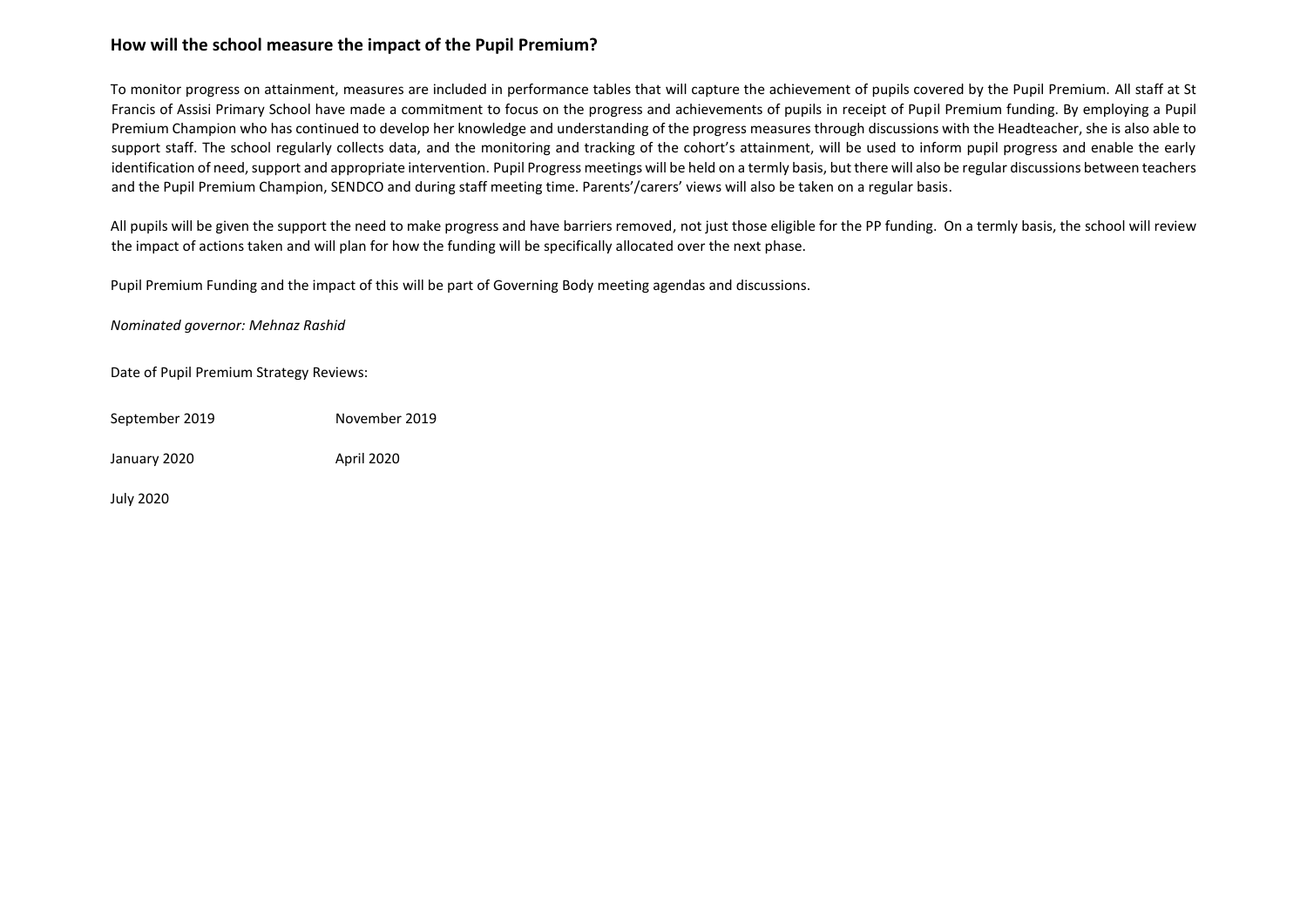### How will the school measure the impact of the Pupil Premium?

To monitor progress on attainment, measures are included in performance tables that will capture the achievement of pupils covered by the Pupil Premium. All staff at St Francis of Assisi Primary School have made a commitment to focus on the progress and achievements of pupils in receipt of Pupil Premium funding. By employing a Pupil Premium Champion who has continued to develop her knowledge and understanding of the progress measures through discussions with the Headteacher, she is also able to support staff. The school regularly collects data, and the monitoring and tracking of the cohort's attainment, will be used to inform pupil progress and enable the early identification of need, support and appropriate intervention. Pupil Progress meetings will be held on a termly basis, but there will also be regular discussions between teachers and the Pupil Premium Champion, SENDCO and during staff meeting time. Parents'/carers' views will also be taken on a regular basis.

All pupils will be given the support the need to make progress and have barriers removed, not just those eligible for the PP funding. On a termly basis, the school will review the impact of actions taken and will plan for how the funding will be specifically allocated over the next phase.

Pupil Premium Funding and the impact of this will be part of Governing Body meeting agendas and discussions.

*Nominated governor: Mehnaz Rashid*

Date of Pupil Premium Strategy Reviews:

| | |
|---|---|
| September 2019 | November 2019 |
| January 2020 | April 2020 |
| July 2020 | |